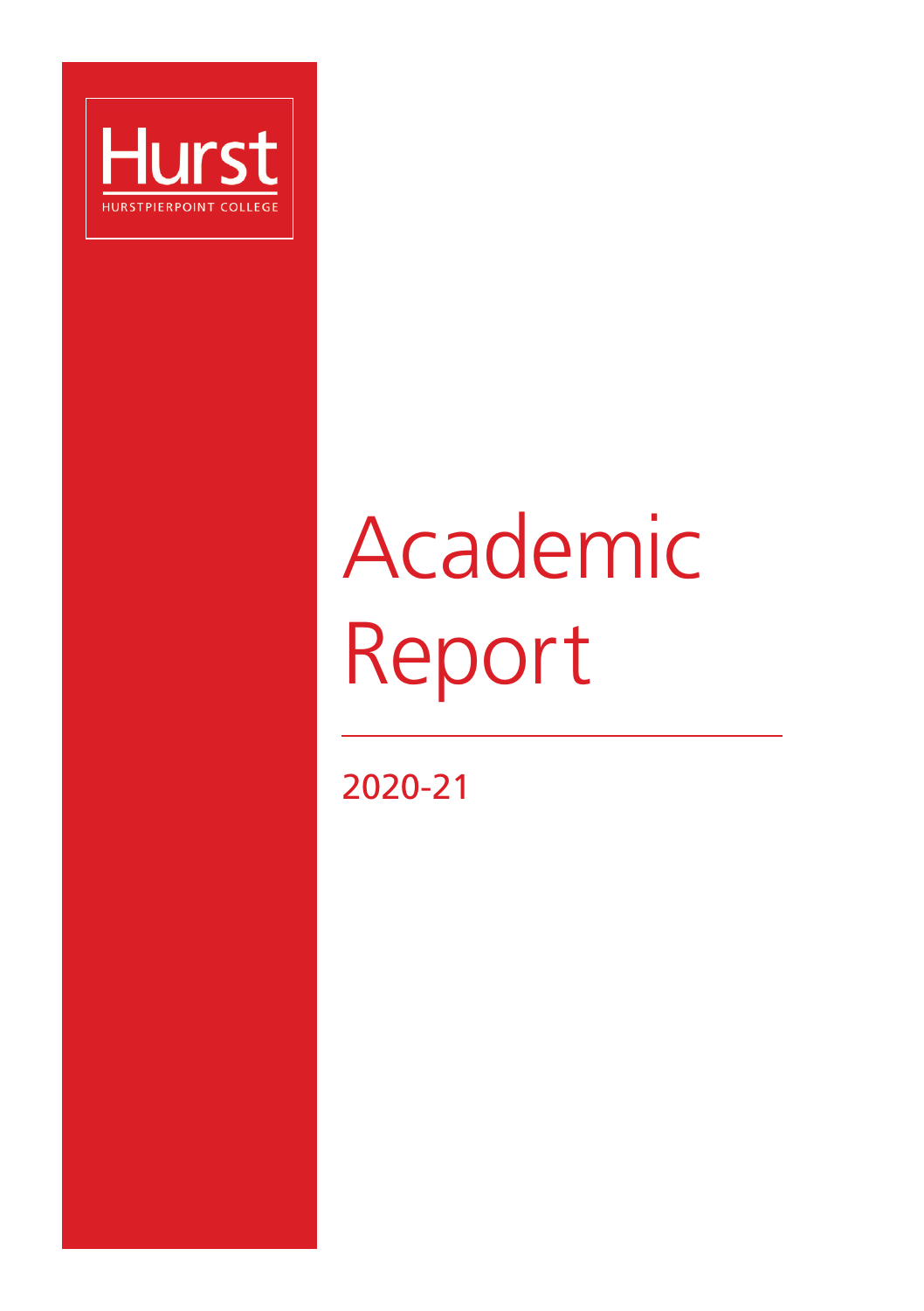Hurst

HURSTPIERPOINT COLLEGE

# Academic Report

2020-21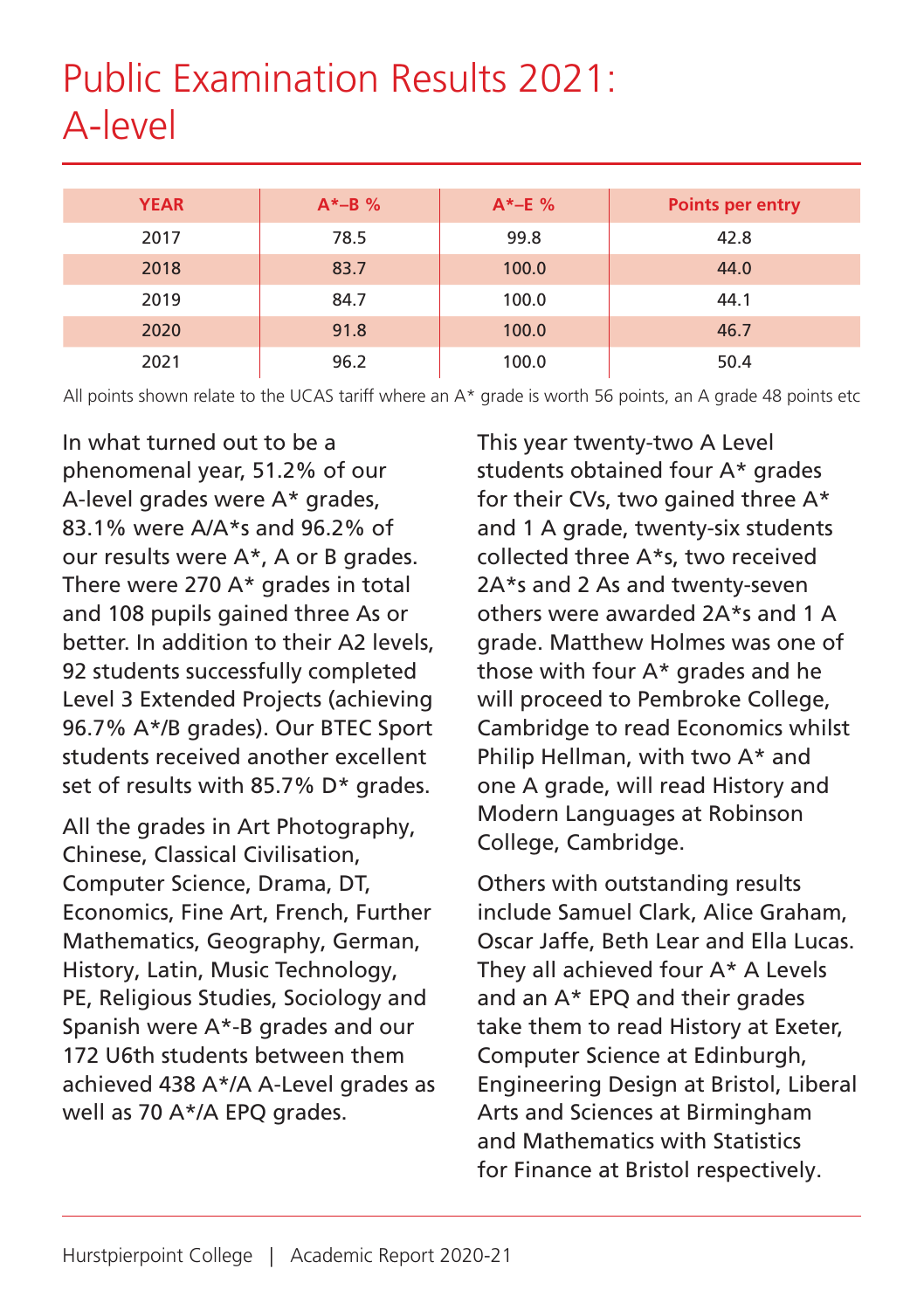# Public Examination Results 2021: A-level

| YEAR | A*–B % | A*–E % | Points per entry |
|---|---|---|---|
| 2017 | 78.5 | 99.8 | 42.8 |
| 2018 | 83.7 | 100.0 | 44.0 |
| 2019 | 84.7 | 100.0 | 44.1 |
| 2020 | 91.8 | 100.0 | 46.7 |
| 2021 | 96.2 | 100.0 | 50.4 |

All points shown relate to the UCAS tariff where an A* grade is worth 56 points, an A grade 48 points etc

In what turned out to be a phenomenal year, 51.2% of our A-level grades were A* grades, 83.1% were A/A*s and 96.2% of our results were A*, A or B grades. There were 270 A* grades in total and 108 pupils gained three As or better. In addition to their A2 levels, 92 students successfully completed Level 3 Extended Projects (achieving 96.7% A*/B grades). Our BTEC Sport students received another excellent set of results with 85.7% D* grades.

All the grades in Art Photography, Chinese, Classical Civilisation, Computer Science, Drama, DT, Economics, Fine Art, French, Further Mathematics, Geography, German, History, Latin, Music Technology, PE, Religious Studies, Sociology and Spanish were A*-B grades and our 172 U6th students between them achieved 438 A*/A A-Level grades as well as 70 A*/A EPQ grades.

This year twenty-two A Level students obtained four A* grades for their CVs, two gained three A* and 1 A grade, twenty-six students collected three A*s, two received 2A*s and 2 As and twenty-seven others were awarded 2A*s and 1 A grade. Matthew Holmes was one of those with four A* grades and he will proceed to Pembroke College, Cambridge to read Economics whilst Philip Hellman, with two A* and one A grade, will read History and Modern Languages at Robinson College, Cambridge.

Others with outstanding results include Samuel Clark, Alice Graham, Oscar Jaffe, Beth Lear and Ella Lucas. They all achieved four A* A Levels and an A* EPQ and their grades take them to read History at Exeter, Computer Science at Edinburgh, Engineering Design at Bristol, Liberal Arts and Sciences at Birmingham and Mathematics with Statistics for Finance at Bristol respectively.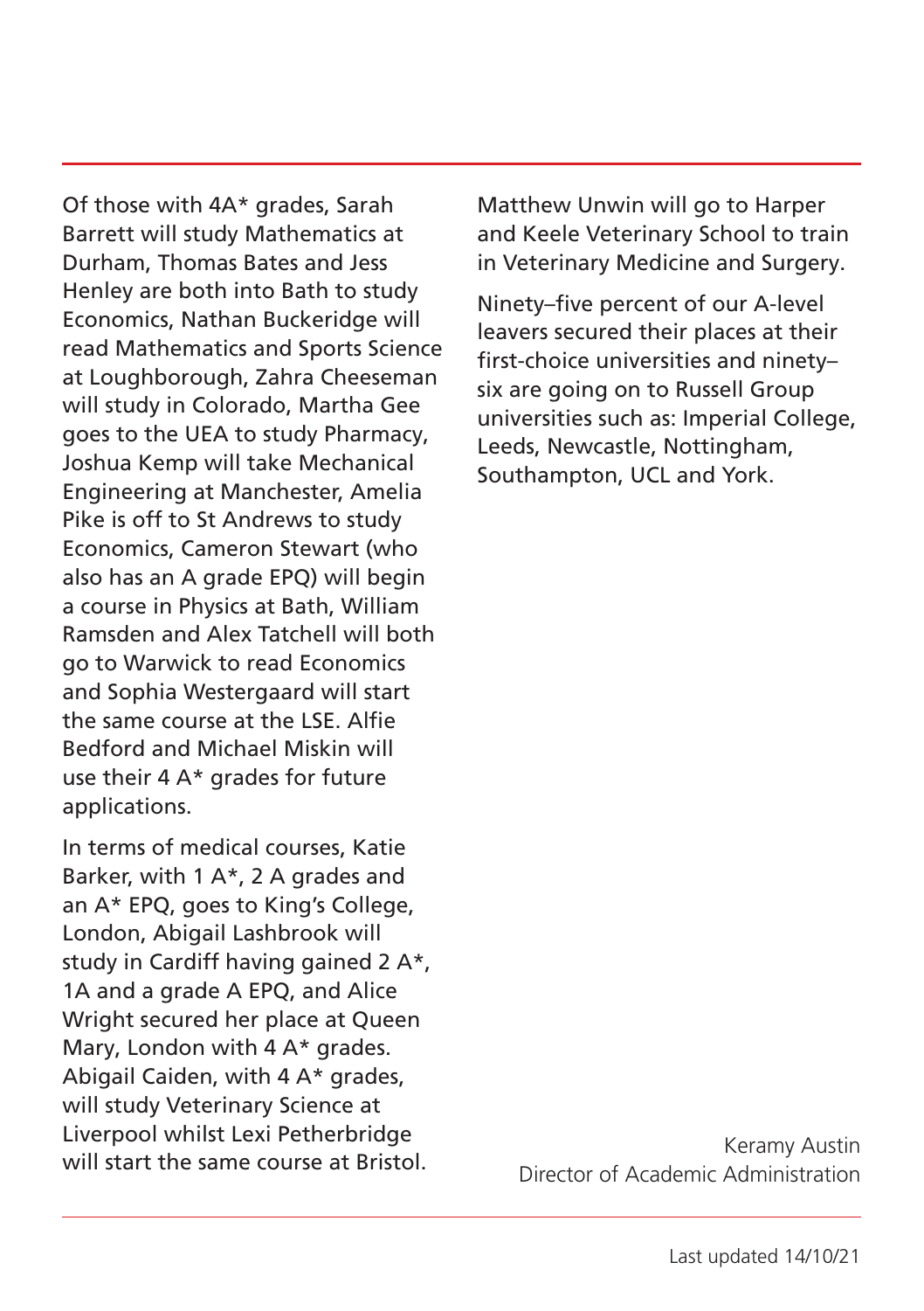Of those with 4A* grades, Sarah Barrett will study Mathematics at Durham, Thomas Bates and Jess Henley are both into Bath to study Economics, Nathan Buckeridge will read Mathematics and Sports Science at Loughborough, Zahra Cheeseman will study in Colorado, Martha Gee goes to the UEA to study Pharmacy, Joshua Kemp will take Mechanical Engineering at Manchester, Amelia Pike is off to St Andrews to study Economics, Cameron Stewart (who also has an A grade EPQ) will begin a course in Physics at Bath, William Ramsden and Alex Tatchell will both go to Warwick to read Economics and Sophia Westergaard will start the same course at the LSE. Alfie Bedford and Michael Miskin will use their 4 A* grades for future applications.

In terms of medical courses, Katie Barker, with 1 A*, 2 A grades and an A* EPQ, goes to King's College, London, Abigail Lashbrook will study in Cardiff having gained 2 A*, 1A and a grade A EPQ, and Alice Wright secured her place at Queen Mary, London with 4 A* grades. Abigail Caiden, with 4 A* grades, will study Veterinary Science at Liverpool whilst Lexi Petherbridge will start the same course at Bristol. Matthew Unwin will go to Harper and Keele Veterinary School to train in Veterinary Medicine and Surgery.

Ninety–five percent of our A-level leavers secured their places at their first-choice universities and ninety–six are going on to Russell Group universities such as: Imperial College, Leeds, Newcastle, Nottingham, Southampton, UCL and York.

Keramy Austin
Director of Academic Administration

Last updated 14/10/21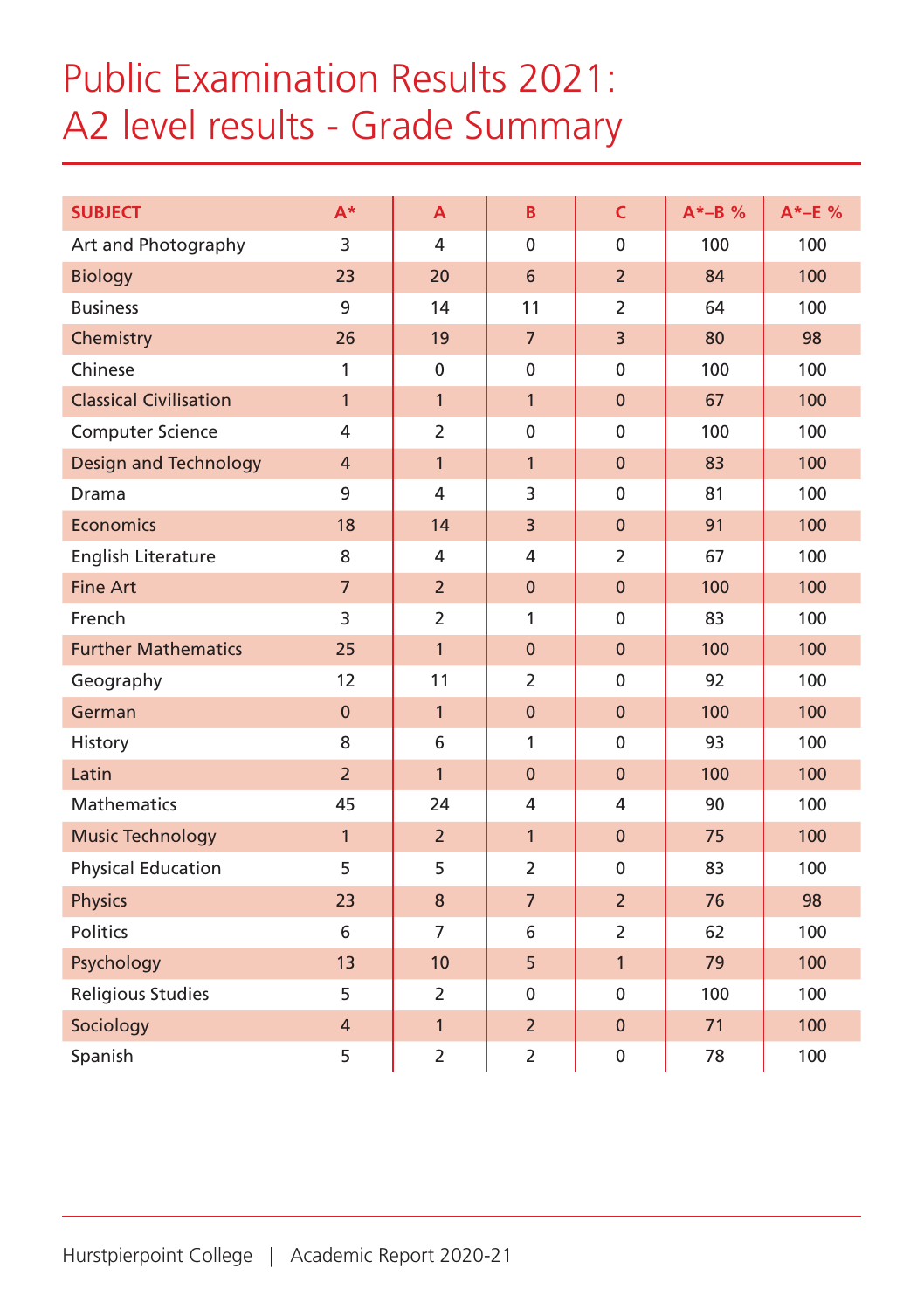# Public Examination Results 2021: A2 level results - Grade Summary

| SUBJECT | A* | A | B | C | A*–B % | A*–E % |
|---|---|---|---|---|---|---|
| Art and Photography | 3 | 4 | 0 | 0 | 100 | 100 |
| Biology | 23 | 20 | 6 | 2 | 84 | 100 |
| Business | 9 | 14 | 11 | 2 | 64 | 100 |
| Chemistry | 26 | 19 | 7 | 3 | 80 | 98 |
| Chinese | 1 | 0 | 0 | 0 | 100 | 100 |
| Classical Civilisation | 1 | 1 | 1 | 0 | 67 | 100 |
| Computer Science | 4 | 2 | 0 | 0 | 100 | 100 |
| Design and Technology | 4 | 1 | 1 | 0 | 83 | 100 |
| Drama | 9 | 4 | 3 | 0 | 81 | 100 |
| Economics | 18 | 14 | 3 | 0 | 91 | 100 |
| English Literature | 8 | 4 | 4 | 2 | 67 | 100 |
| Fine Art | 7 | 2 | 0 | 0 | 100 | 100 |
| French | 3 | 2 | 1 | 0 | 83 | 100 |
| Further Mathematics | 25 | 1 | 0 | 0 | 100 | 100 |
| Geography | 12 | 11 | 2 | 0 | 92 | 100 |
| German | 0 | 1 | 0 | 0 | 100 | 100 |
| History | 8 | 6 | 1 | 0 | 93 | 100 |
| Latin | 2 | 1 | 0 | 0 | 100 | 100 |
| Mathematics | 45 | 24 | 4 | 4 | 90 | 100 |
| Music Technology | 1 | 2 | 1 | 0 | 75 | 100 |
| Physical Education | 5 | 5 | 2 | 0 | 83 | 100 |
| Physics | 23 | 8 | 7 | 2 | 76 | 98 |
| Politics | 6 | 7 | 6 | 2 | 62 | 100 |
| Psychology | 13 | 10 | 5 | 1 | 79 | 100 |
| Religious Studies | 5 | 2 | 0 | 0 | 100 | 100 |
| Sociology | 4 | 1 | 2 | 0 | 71 | 100 |
| Spanish | 5 | 2 | 2 | 0 | 78 | 100 |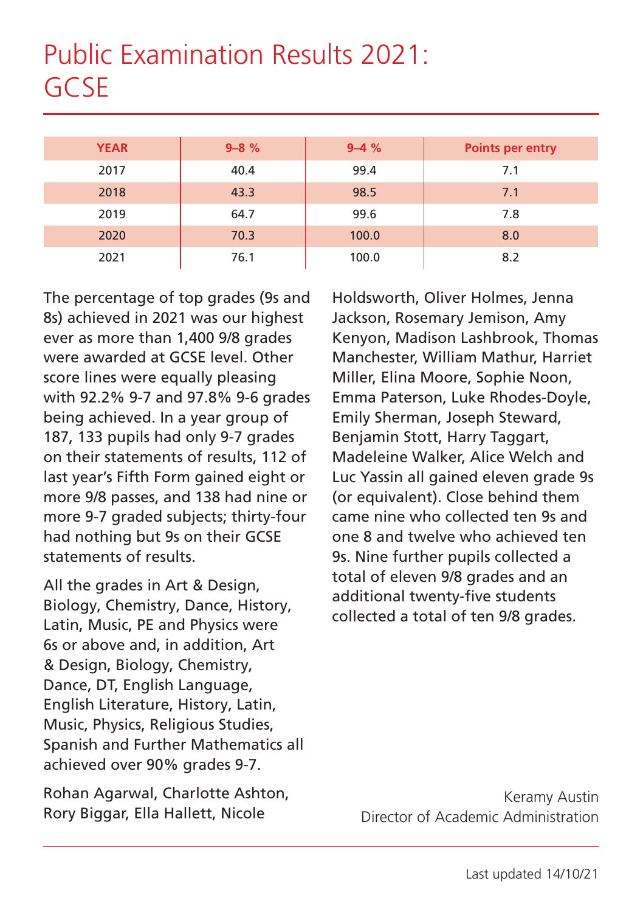# Public Examination Results 2021: GCSE

| YEAR | 9–8 % | 9–4 % | Points per entry |
| --- | --- | --- | --- |
| 2017 | 40.4 | 99.4 | 7.1 |
| 2018 | 43.3 | 98.5 | 7.1 |
| 2019 | 64.7 | 99.6 | 7.8 |
| 2020 | 70.3 | 100.0 | 8.0 |
| 2021 | 76.1 | 100.0 | 8.2 |

The percentage of top grades (9s and 8s) achieved in 2021 was our highest ever as more than 1,400 9/8 grades were awarded at GCSE level. Other score lines were equally pleasing with 92.2% 9-7 and 97.8% 9-6 grades being achieved. In a year group of 187, 133 pupils had only 9-7 grades on their statements of results, 112 of last year's Fifth Form gained eight or more 9/8 passes, and 138 had nine or more 9-7 graded subjects; thirty-four had nothing but 9s on their GCSE statements of results.

All the grades in Art & Design, Biology, Chemistry, Dance, History, Latin, Music, PE and Physics were 6s or above and, in addition, Art & Design, Biology, Chemistry, Dance, DT, English Language, English Literature, History, Latin, Music, Physics, Religious Studies, Spanish and Further Mathematics all achieved over 90% grades 9-7.

Rohan Agarwal, Charlotte Ashton, Rory Biggar, Ella Hallett, Nicole Holdsworth, Oliver Holmes, Jenna Jackson, Rosemary Jemison, Amy Kenyon, Madison Lashbrook, Thomas Manchester, William Mathur, Harriet Miller, Elina Moore, Sophie Noon, Emma Paterson, Luke Rhodes-Doyle, Emily Sherman, Joseph Steward, Benjamin Stott, Harry Taggart, Madeleine Walker, Alice Welch and Luc Yassin all gained eleven grade 9s (or equivalent). Close behind them came nine who collected ten 9s and one 8 and twelve who achieved ten 9s. Nine further pupils collected a total of eleven 9/8 grades and an additional twenty-five students collected a total of ten 9/8 grades.

Keramy Austin
Director of Academic Administration

Last updated 14/10/21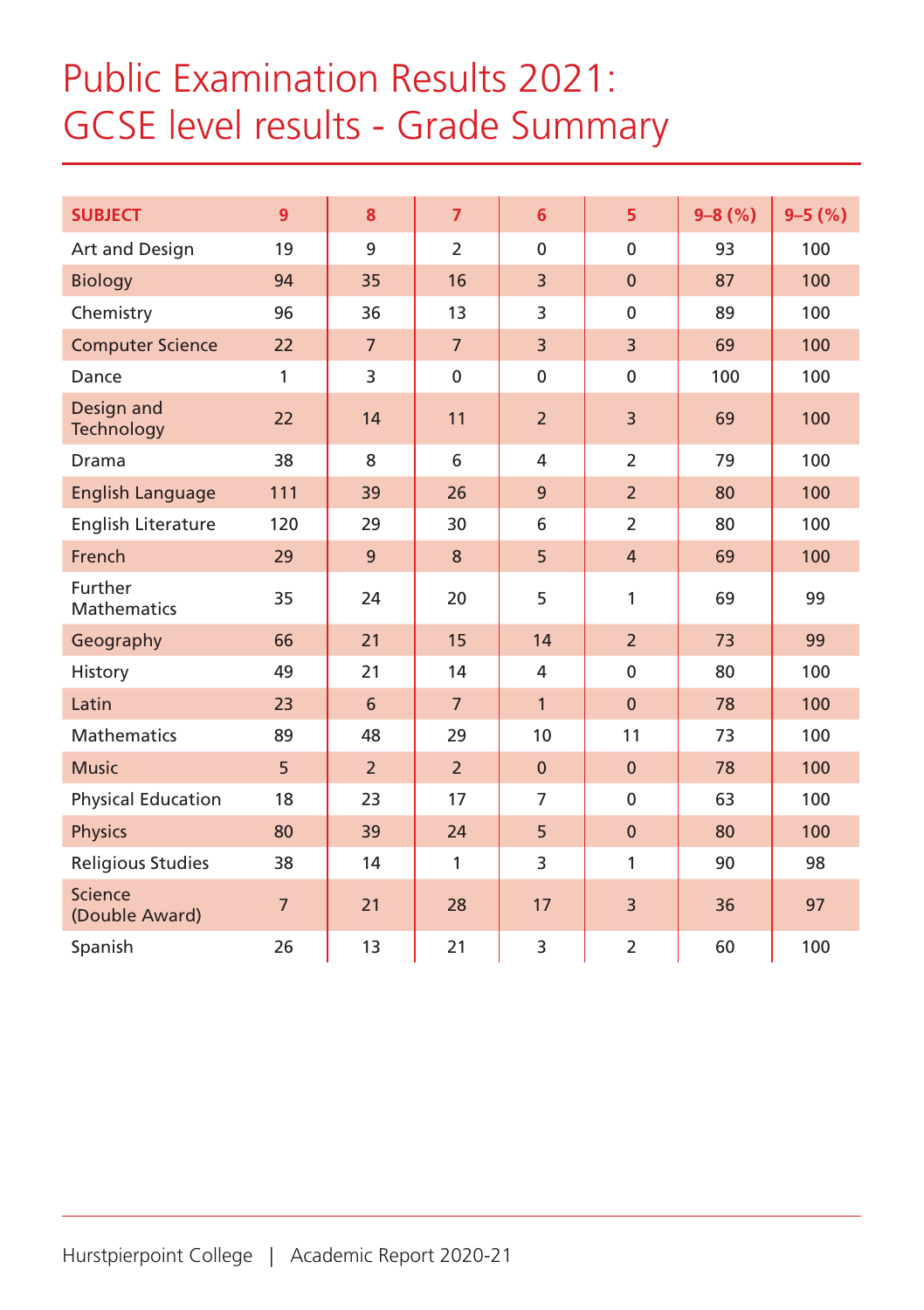# Public Examination Results 2021: GCSE level results - Grade Summary

| SUBJECT | 9 | 8 | 7 | 6 | 5 | 9–8 (%) | 9–5 (%) |
|---|---|---|---|---|---|---|---|
| Art and Design | 19 | 9 | 2 | 0 | 0 | 93 | 100 |
| Biology | 94 | 35 | 16 | 3 | 0 | 87 | 100 |
| Chemistry | 96 | 36 | 13 | 3 | 0 | 89 | 100 |
| Computer Science | 22 | 7 | 7 | 3 | 3 | 69 | 100 |
| Dance | 1 | 3 | 0 | 0 | 0 | 100 | 100 |
| Design and Technology | 22 | 14 | 11 | 2 | 3 | 69 | 100 |
| Drama | 38 | 8 | 6 | 4 | 2 | 79 | 100 |
| English Language | 111 | 39 | 26 | 9 | 2 | 80 | 100 |
| English Literature | 120 | 29 | 30 | 6 | 2 | 80 | 100 |
| French | 29 | 9 | 8 | 5 | 4 | 69 | 100 |
| Further Mathematics | 35 | 24 | 20 | 5 | 1 | 69 | 99 |
| Geography | 66 | 21 | 15 | 14 | 2 | 73 | 99 |
| History | 49 | 21 | 14 | 4 | 0 | 80 | 100 |
| Latin | 23 | 6 | 7 | 1 | 0 | 78 | 100 |
| Mathematics | 89 | 48 | 29 | 10 | 11 | 73 | 100 |
| Music | 5 | 2 | 2 | 0 | 0 | 78 | 100 |
| Physical Education | 18 | 23 | 17 | 7 | 0 | 63 | 100 |
| Physics | 80 | 39 | 24 | 5 | 0 | 80 | 100 |
| Religious Studies | 38 | 14 | 1 | 3 | 1 | 90 | 98 |
| Science (Double Award) | 7 | 21 | 28 | 17 | 3 | 36 | 97 |
| Spanish | 26 | 13 | 21 | 3 | 2 | 60 | 100 |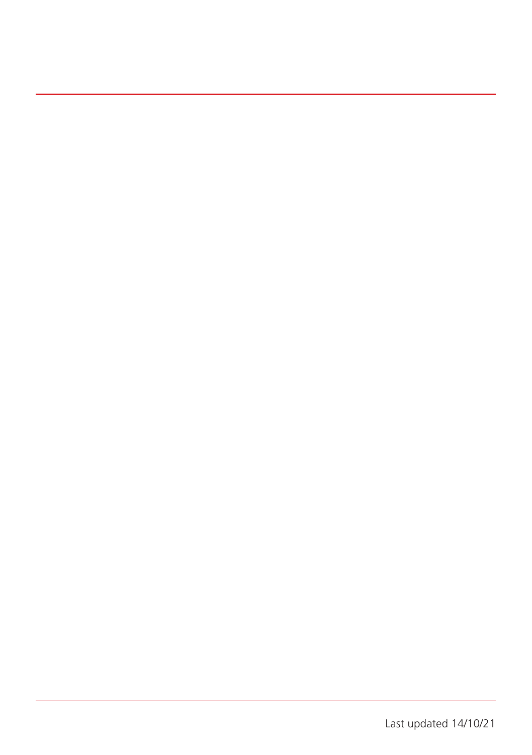Last updated 14/10/21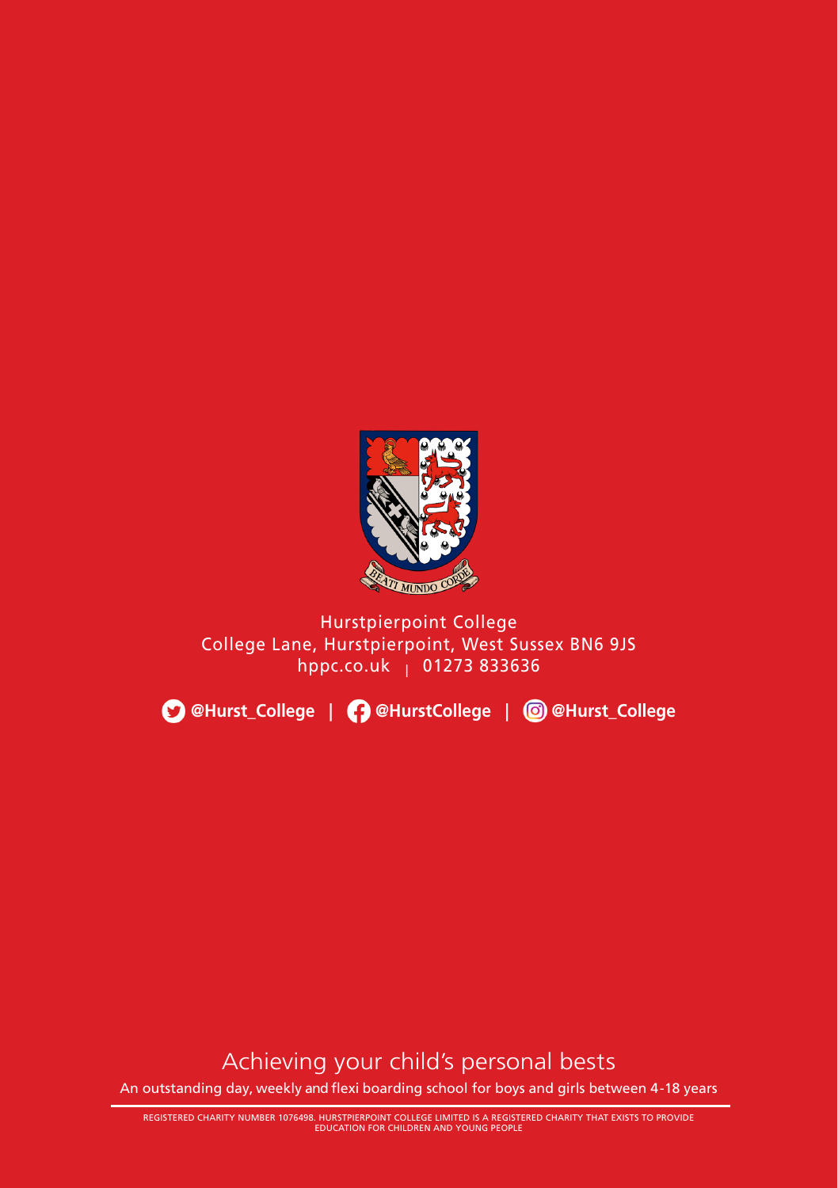Hurstpierpoint College
College Lane, Hurstpierpoint, West Sussex BN6 9JS
hppc.co.uk | 01273 833636

**@Hurst_College** | **@HurstCollege** | **@Hurst_College**

Achieving your child's personal bests

An outstanding day, weekly and flexi boarding school for boys and girls between 4-18 years

REGISTERED CHARITY NUMBER 1076498. HURSTPIERPOINT COLLEGE LIMITED IS A REGISTERED CHARITY THAT EXISTS TO PROVIDE EDUCATION FOR CHILDREN AND YOUNG PEOPLE